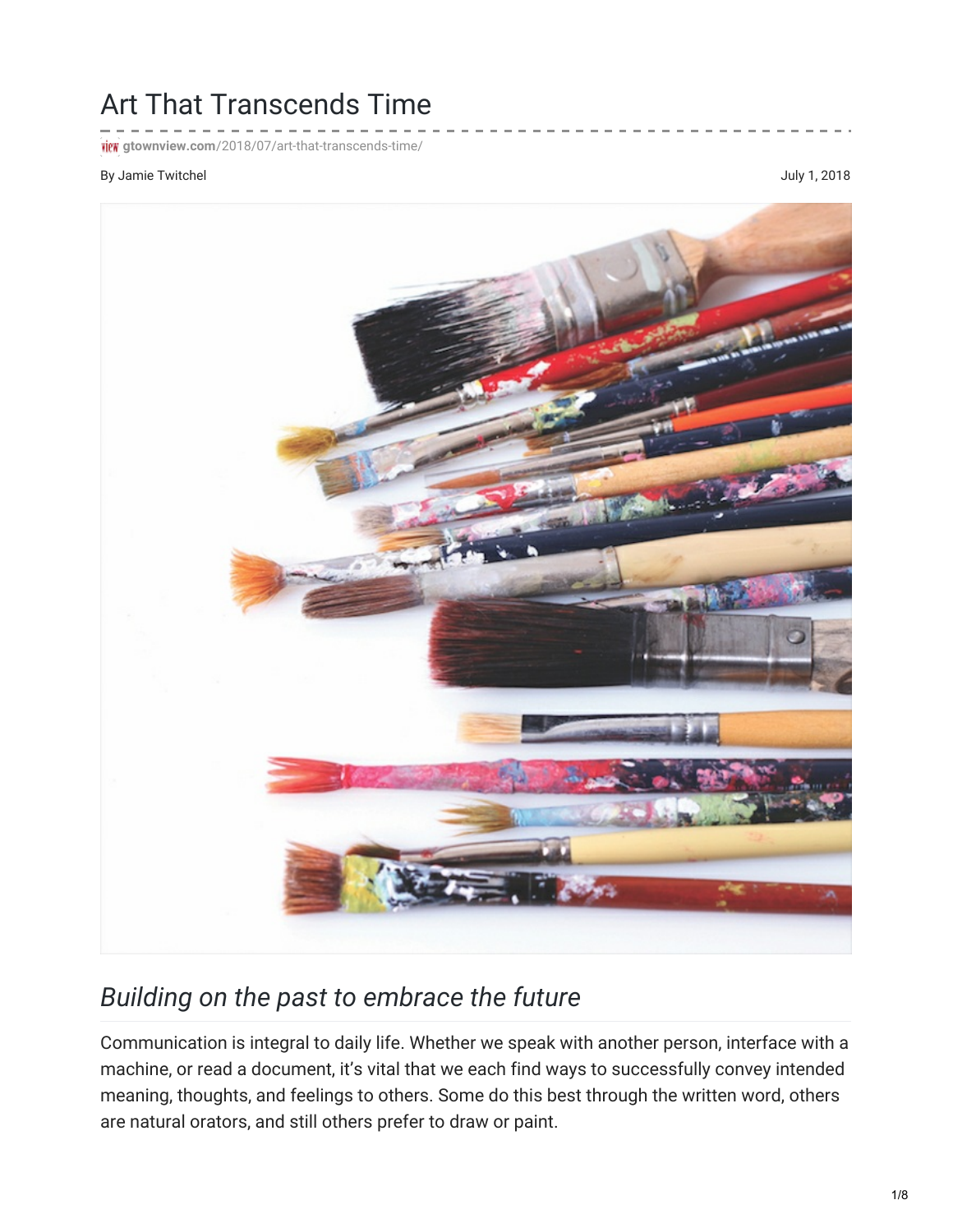# Art That Transcends Time

gtownview.com/2018/07/art-that-transcends-time/

By Jamie Twitchel

July 1, 2018

## *Building on the past to embrace the future*

Communication is integral to daily life. Whether we speak with another person, interface with a machine, or read a document, it's vital that we each find ways to successfully convey intended meaning, thoughts, and feelings to others. Some do this best through the written word, others are natural orators, and still others prefer to draw or paint.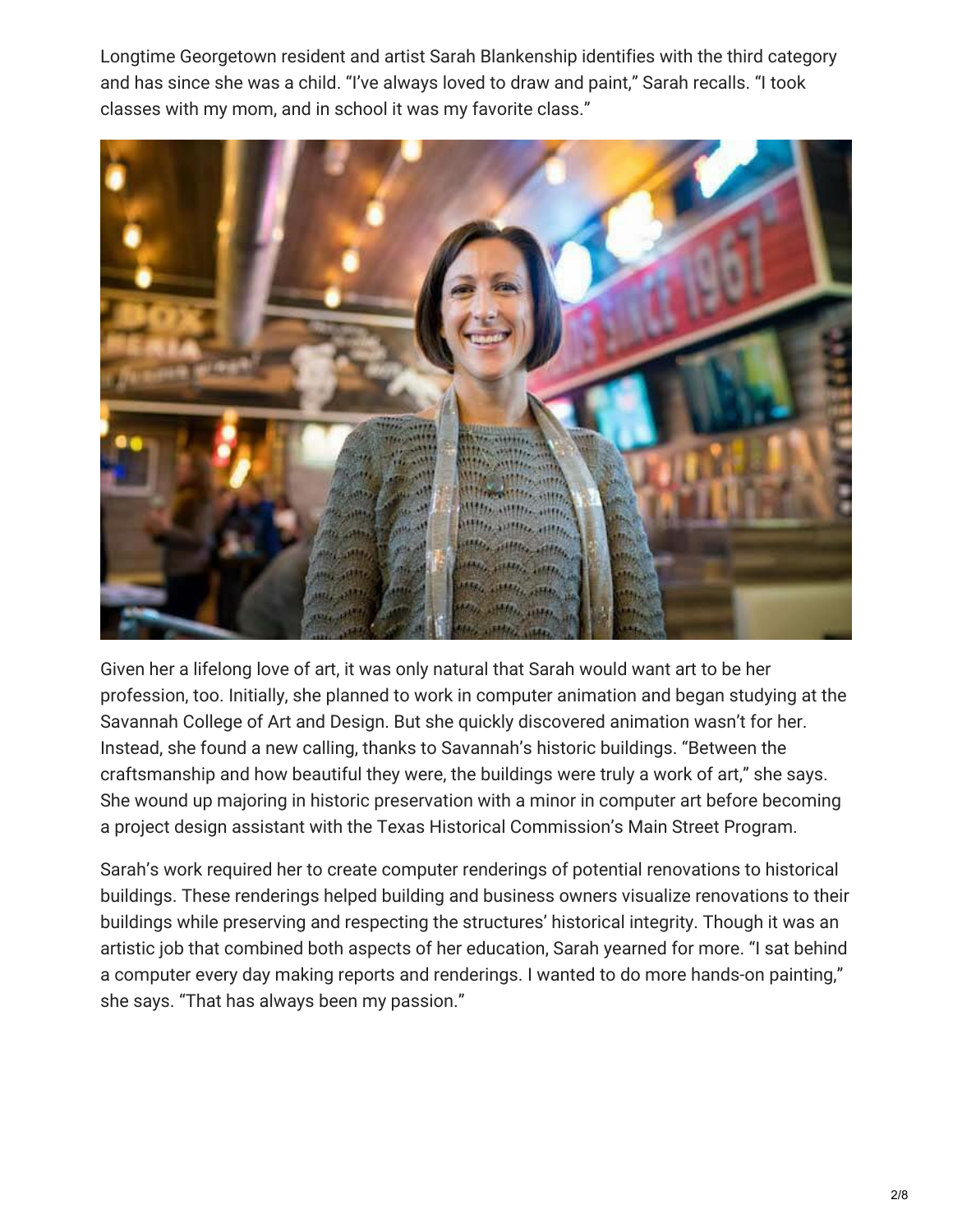Longtime Georgetown resident and artist Sarah Blankenship identifies with the third category and has since she was a child. "I've always loved to draw and paint," Sarah recalls. "I took classes with my mom, and in school it was my favorite class."

Given her a lifelong love of art, it was only natural that Sarah would want art to be her profession, too. Initially, she planned to work in computer animation and began studying at the Savannah College of Art and Design. But she quickly discovered animation wasn't for her. Instead, she found a new calling, thanks to Savannah's historic buildings. "Between the craftsmanship and how beautiful they were, the buildings were truly a work of art," she says. She wound up majoring in historic preservation with a minor in computer art before becoming a project design assistant with the Texas Historical Commission's Main Street Program.

Sarah's work required her to create computer renderings of potential renovations to historical buildings. These renderings helped building and business owners visualize renovations to their buildings while preserving and respecting the structures' historical integrity. Though it was an artistic job that combined both aspects of her education, Sarah yearned for more. "I sat behind a computer every day making reports and renderings. I wanted to do more hands-on painting," she says. "That has always been my passion."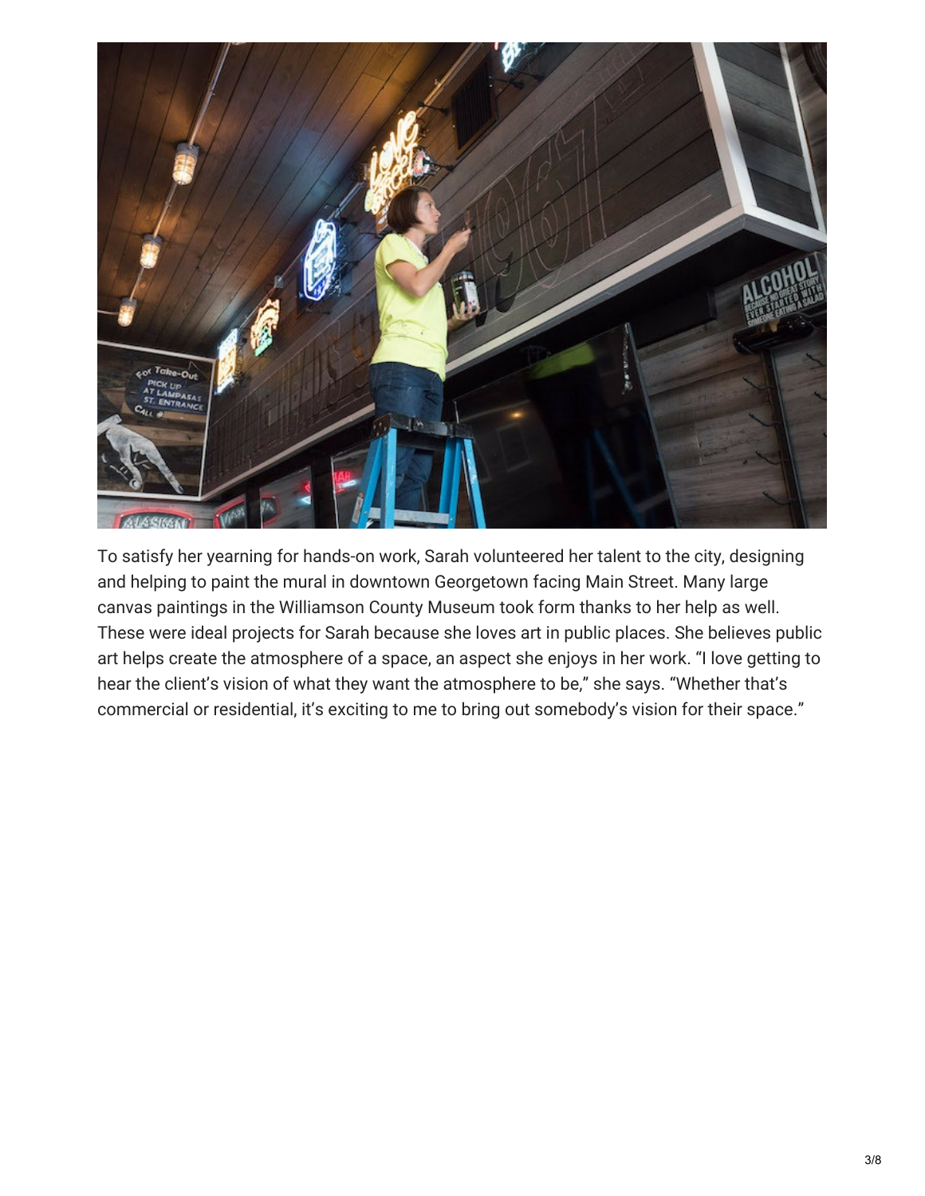To satisfy her yearning for hands-on work, Sarah volunteered her talent to the city, designing and helping to paint the mural in downtown Georgetown facing Main Street. Many large canvas paintings in the Williamson County Museum took form thanks to her help as well. These were ideal projects for Sarah because she loves art in public places. She believes public art helps create the atmosphere of a space, an aspect she enjoys in her work. "I love getting to hear the client's vision of what they want the atmosphere to be," she says. "Whether that's commercial or residential, it's exciting to me to bring out somebody's vision for their space."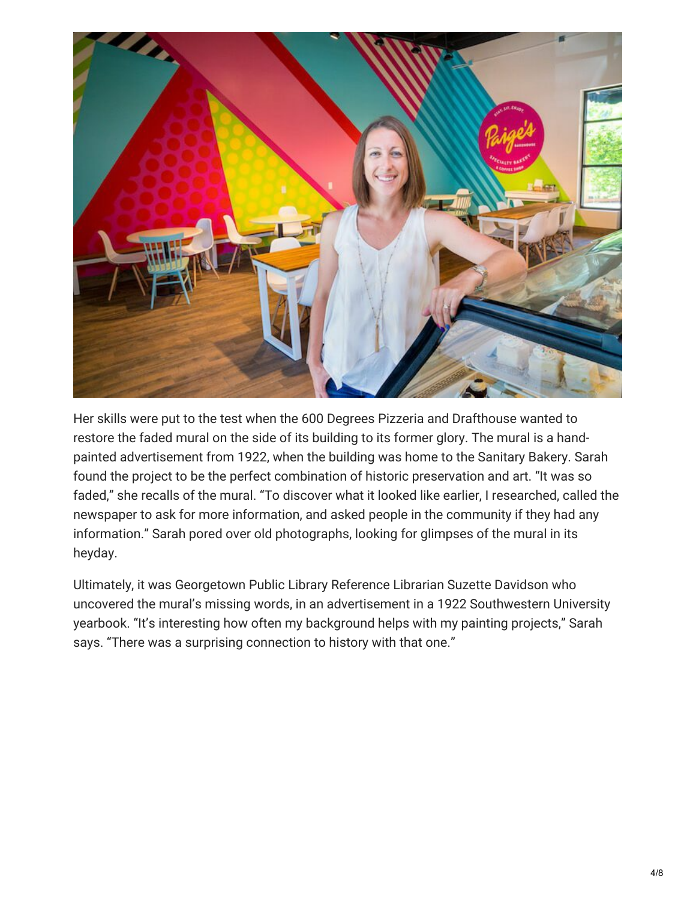Her skills were put to the test when the 600 Degrees Pizzeria and Drafthouse wanted to restore the faded mural on the side of its building to its former glory. The mural is a hand-painted advertisement from 1922, when the building was home to the Sanitary Bakery. Sarah found the project to be the perfect combination of historic preservation and art. "It was so faded," she recalls of the mural. "To discover what it looked like earlier, I researched, called the newspaper to ask for more information, and asked people in the community if they had any information." Sarah pored over old photographs, looking for glimpses of the mural in its heyday.

Ultimately, it was Georgetown Public Library Reference Librarian Suzette Davidson who uncovered the mural's missing words, in an advertisement in a 1922 Southwestern University yearbook. "It's interesting how often my background helps with my painting projects," Sarah says. "There was a surprising connection to history with that one."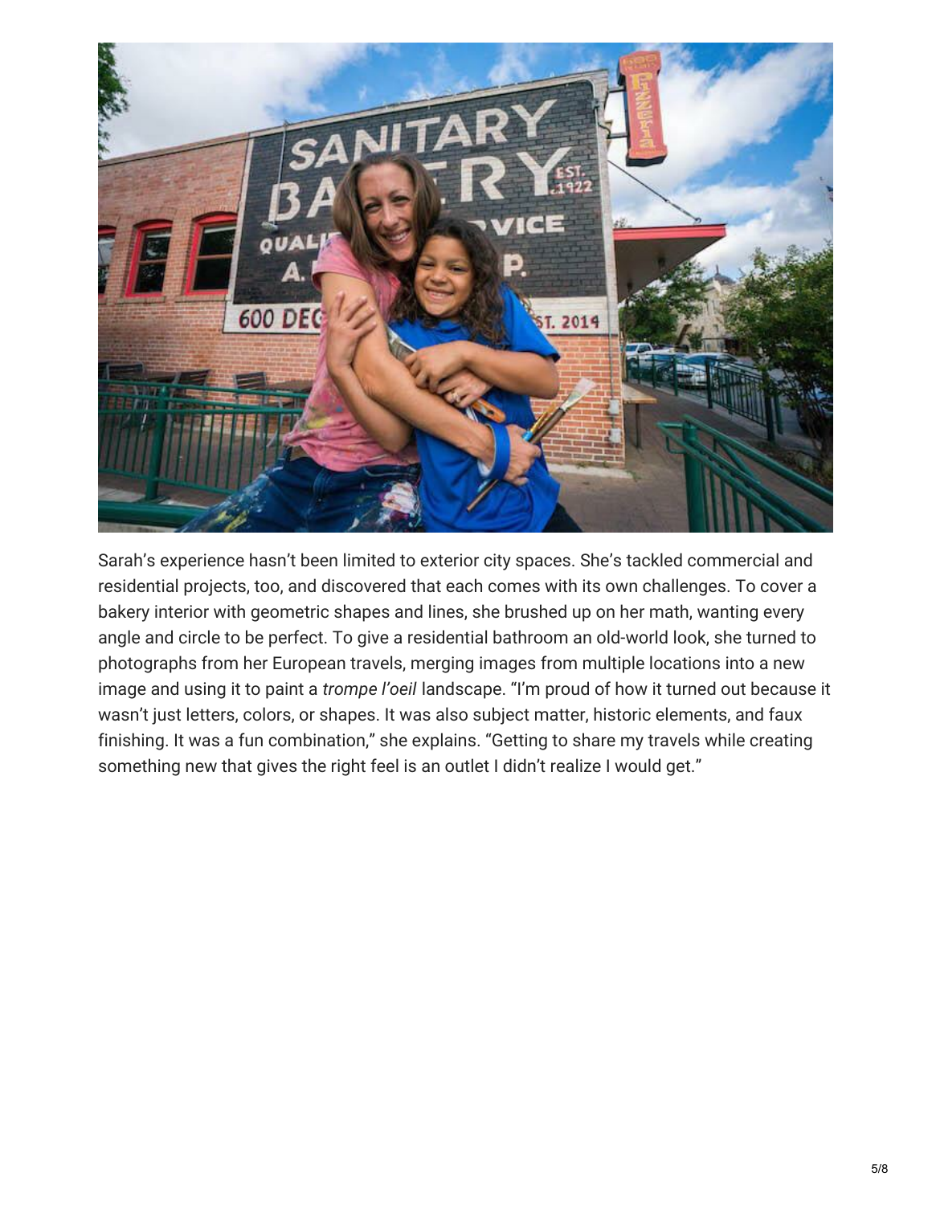Sarah's experience hasn't been limited to exterior city spaces. She's tackled commercial and residential projects, too, and discovered that each comes with its own challenges. To cover a bakery interior with geometric shapes and lines, she brushed up on her math, wanting every angle and circle to be perfect. To give a residential bathroom an old-world look, she turned to photographs from her European travels, merging images from multiple locations into a new image and using it to paint a *trompe l'oeil* landscape. "I'm proud of how it turned out because it wasn't just letters, colors, or shapes. It was also subject matter, historic elements, and faux finishing. It was a fun combination," she explains. "Getting to share my travels while creating something new that gives the right feel is an outlet I didn't realize I would get."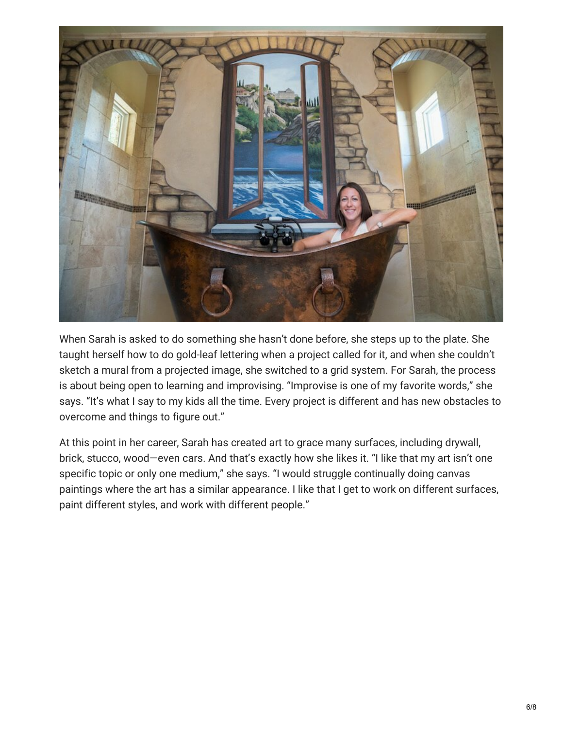When Sarah is asked to do something she hasn't done before, she steps up to the plate. She taught herself how to do gold-leaf lettering when a project called for it, and when she couldn't sketch a mural from a projected image, she switched to a grid system. For Sarah, the process is about being open to learning and improvising. "Improvise is one of my favorite words," she says. "It's what I say to my kids all the time. Every project is different and has new obstacles to overcome and things to figure out."

At this point in her career, Sarah has created art to grace many surfaces, including drywall, brick, stucco, wood—even cars. And that's exactly how she likes it. "I like that my art isn't one specific topic or only one medium," she says. "I would struggle continually doing canvas paintings where the art has a similar appearance. I like that I get to work on different surfaces, paint different styles, and work with different people."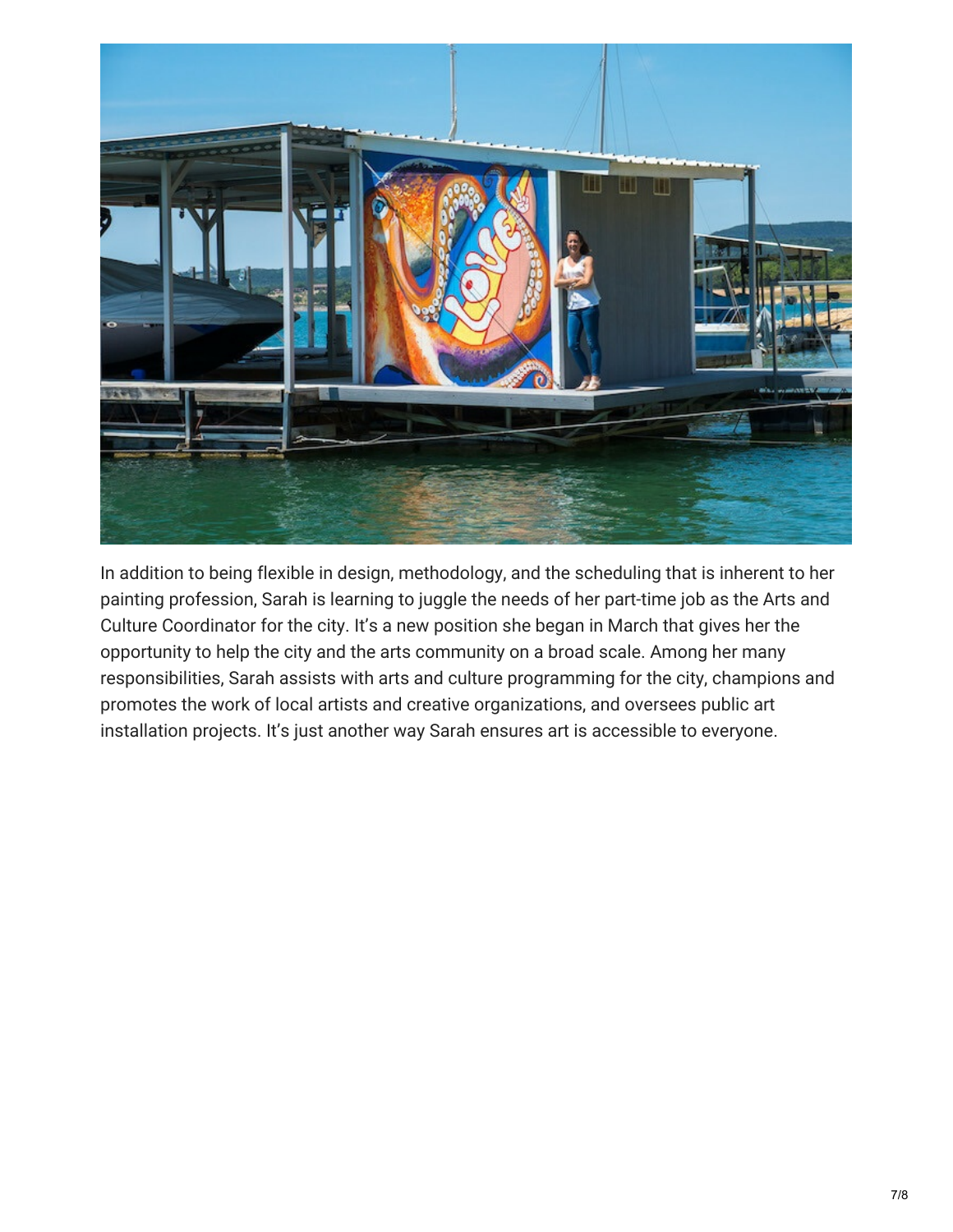In addition to being flexible in design, methodology, and the scheduling that is inherent to her painting profession, Sarah is learning to juggle the needs of her part-time job as the Arts and Culture Coordinator for the city. It's a new position she began in March that gives her the opportunity to help the city and the arts community on a broad scale. Among her many responsibilities, Sarah assists with arts and culture programming for the city, champions and promotes the work of local artists and creative organizations, and oversees public art installation projects. It's just another way Sarah ensures art is accessible to everyone.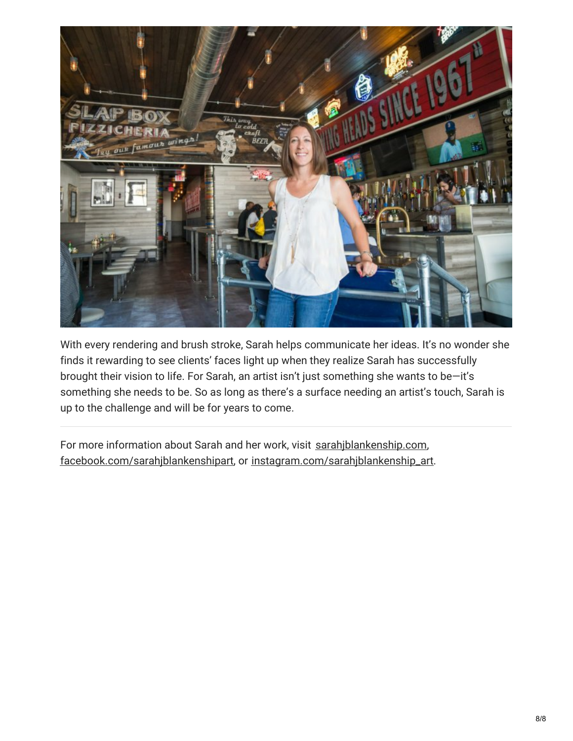With every rendering and brush stroke, Sarah helps communicate her ideas. It's no wonder she finds it rewarding to see clients' faces light up when they realize Sarah has successfully brought their vision to life. For Sarah, an artist isn't just something she wants to be—it's something she needs to be. So as long as there's a surface needing an artist's touch, Sarah is up to the challenge and will be for years to come.

---

For more information about Sarah and her work, visit sarahjblankenship.com, facebook.com/sarahjblankenshipart, or instagram.com/sarahjblankenship_art.